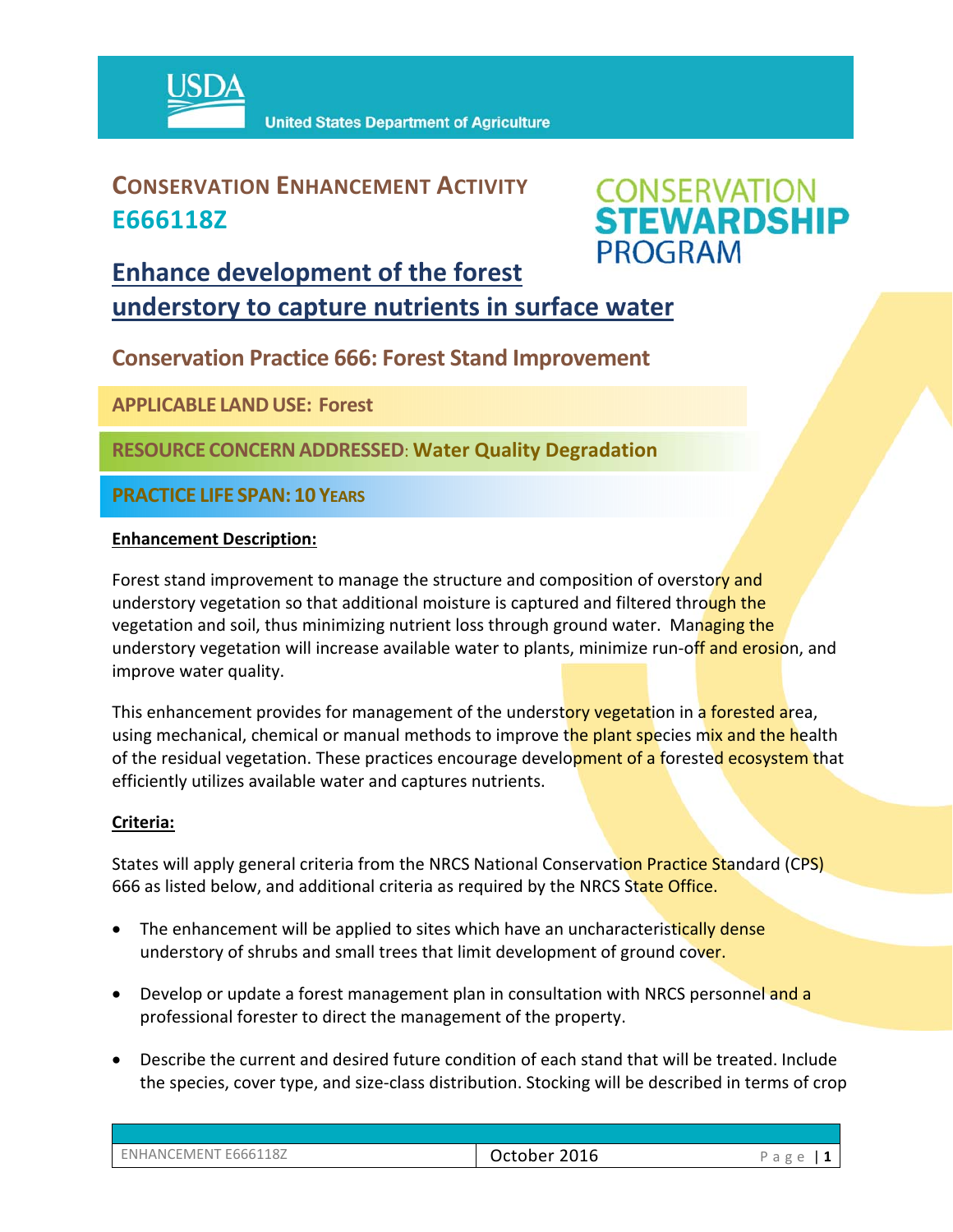USDA United States Department of Agriculture

# CONSERVATION ENHANCEMENT ACTIVITY E666118Z

CONSERVATION STEWARDSHIP PROGRAM

## Enhance development of the forest understory to capture nutrients in surface water

### Conservation Practice 666: Forest Stand Improvement

**APPLICABLE LAND USE: Forest**

**RESOURCE CONCERN ADDRESSED: Water Quality Degradation**

**PRACTICE LIFE SPAN: 10 YEARS**

**Enhancement Description:**

Forest stand improvement to manage the structure and composition of overstory and understory vegetation so that additional moisture is captured and filtered through the vegetation and soil, thus minimizing nutrient loss through ground water. Managing the understory vegetation will increase available water to plants, minimize run-off and erosion, and improve water quality.

This enhancement provides for management of the understory vegetation in a forested area, using mechanical, chemical or manual methods to improve the plant species mix and the health of the residual vegetation. These practices encourage development of a forested ecosystem that efficiently utilizes available water and captures nutrients.

**Criteria:**

States will apply general criteria from the NRCS National Conservation Practice Standard (CPS) 666 as listed below, and additional criteria as required by the NRCS State Office.

- The enhancement will be applied to sites which have an uncharacteristically dense understory of shrubs and small trees that limit development of ground cover.
- Develop or update a forest management plan in consultation with NRCS personnel and a professional forester to direct the management of the property.
- Describe the current and desired future condition of each stand that will be treated. Include the species, cover type, and size-class distribution. Stocking will be described in terms of crop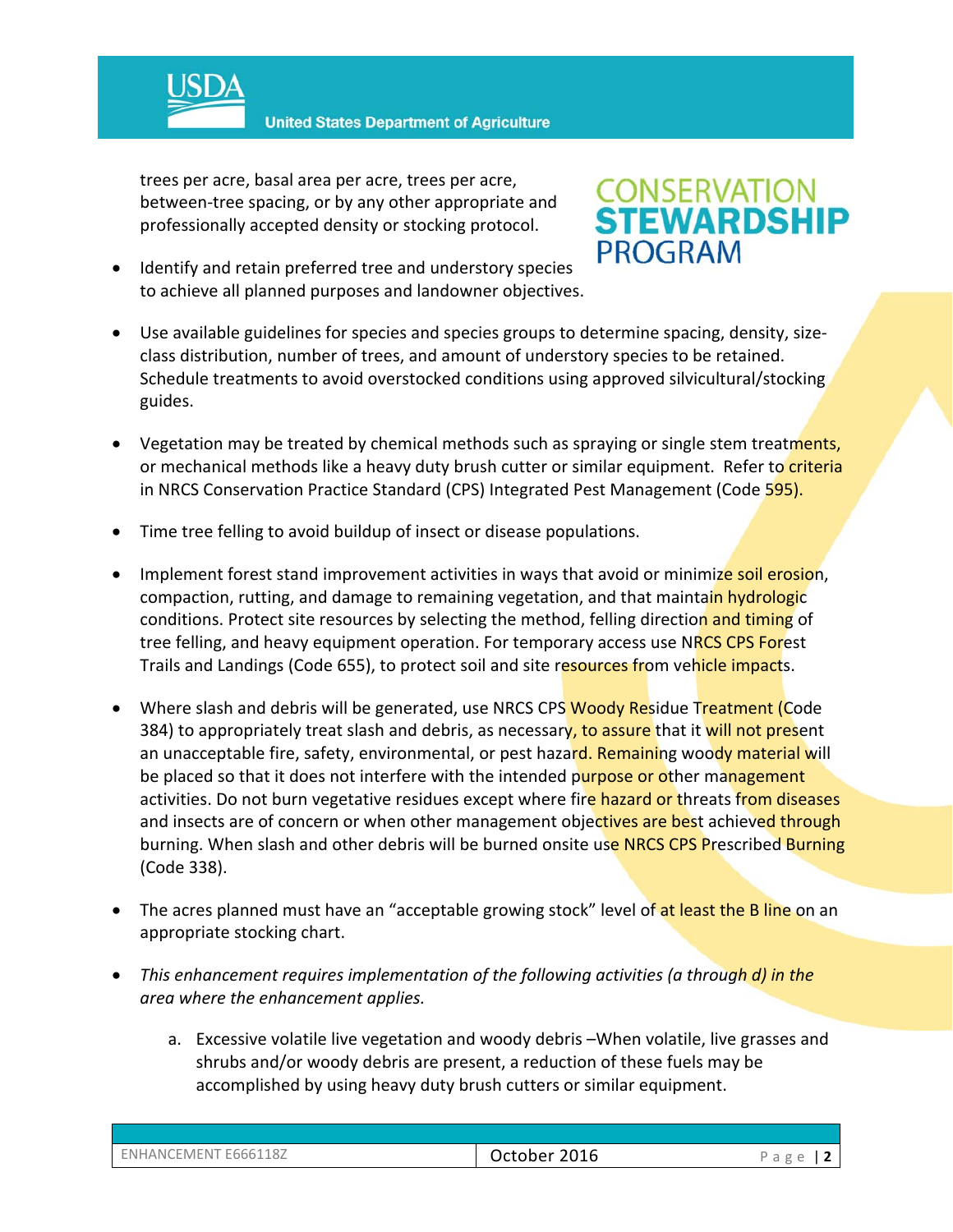trees per acre, basal area per acre, trees per acre, between-tree spacing, or by any other appropriate and professionally accepted density or stocking protocol.

- Identify and retain preferred tree and understory species to achieve all planned purposes and landowner objectives.

- Use available guidelines for species and species groups to determine spacing, density, size-class distribution, number of trees, and amount of understory species to be retained. Schedule treatments to avoid overstocked conditions using approved silvicultural/stocking guides.

- Vegetation may be treated by chemical methods such as spraying or single stem treatments, or mechanical methods like a heavy duty brush cutter or similar equipment. Refer to criteria in NRCS Conservation Practice Standard (CPS) Integrated Pest Management (Code 595).

- Time tree felling to avoid buildup of insect or disease populations.

- Implement forest stand improvement activities in ways that avoid or minimize soil erosion, compaction, rutting, and damage to remaining vegetation, and that maintain hydrologic conditions. Protect site resources by selecting the method, felling direction and timing of tree felling, and heavy equipment operation. For temporary access use NRCS CPS Forest Trails and Landings (Code 655), to protect soil and site resources from vehicle impacts.

- Where slash and debris will be generated, use NRCS CPS Woody Residue Treatment (Code 384) to appropriately treat slash and debris, as necessary, to assure that it will not present an unacceptable fire, safety, environmental, or pest hazard. Remaining woody material will be placed so that it does not interfere with the intended purpose or other management activities. Do not burn vegetative residues except where fire hazard or threats from diseases and insects are of concern or when other management objectives are best achieved through burning. When slash and other debris will be burned onsite use NRCS CPS Prescribed Burning (Code 338).

- The acres planned must have an "acceptable growing stock" level of at least the B line on an appropriate stocking chart.

- *This enhancement requires implementation of the following activities (a through d) in the area where the enhancement applies.*

    a. Excessive volatile live vegetation and woody debris –When volatile, live grasses and shrubs and/or woody debris are present, a reduction of these fuels may be accomplished by using heavy duty brush cutters or similar equipment.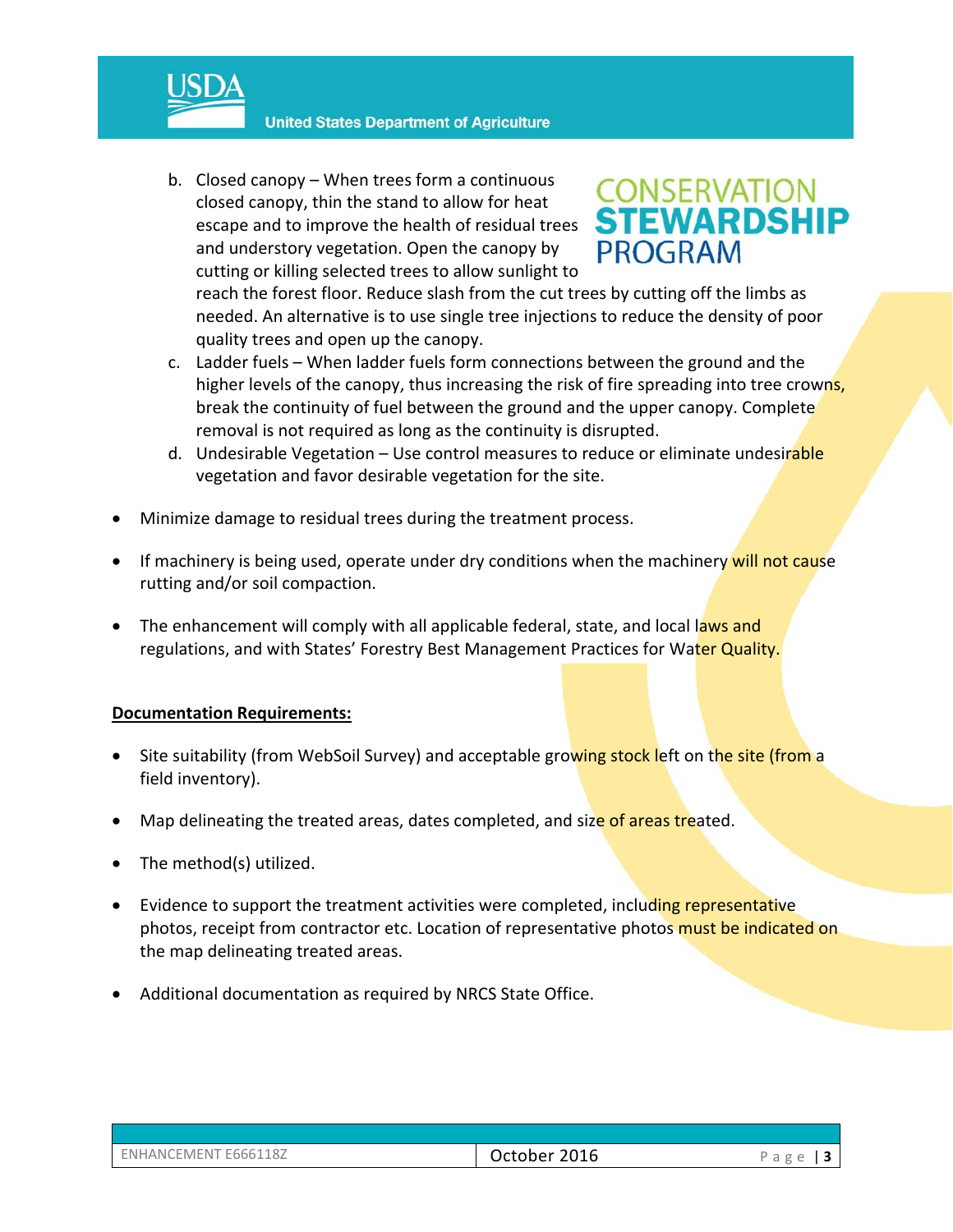b. Closed canopy – When trees form a continuous closed canopy, thin the stand to allow for heat escape and to improve the health of residual trees and understory vegetation. Open the canopy by cutting or killing selected trees to allow sunlight to reach the forest floor. Reduce slash from the cut trees by cutting off the limbs as needed. An alternative is to use single tree injections to reduce the density of poor quality trees and open up the canopy.
c. Ladder fuels – When ladder fuels form connections between the ground and the higher levels of the canopy, thus increasing the risk of fire spreading into tree crowns, break the continuity of fuel between the ground and the upper canopy. Complete removal is not required as long as the continuity is disrupted.
d. Undesirable Vegetation – Use control measures to reduce or eliminate undesirable vegetation and favor desirable vegetation for the site.

- Minimize damage to residual trees during the treatment process.
- If machinery is being used, operate under dry conditions when the machinery will not cause rutting and/or soil compaction.
- The enhancement will comply with all applicable federal, state, and local laws and regulations, and with States' Forestry Best Management Practices for Water Quality.

**Documentation Requirements:**

- Site suitability (from WebSoil Survey) and acceptable growing stock left on the site (from a field inventory).
- Map delineating the treated areas, dates completed, and size of areas treated.
- The method(s) utilized.
- Evidence to support the treatment activities were completed, including representative photos, receipt from contractor etc. Location of representative photos must be indicated on the map delineating treated areas.
- Additional documentation as required by NRCS State Office.